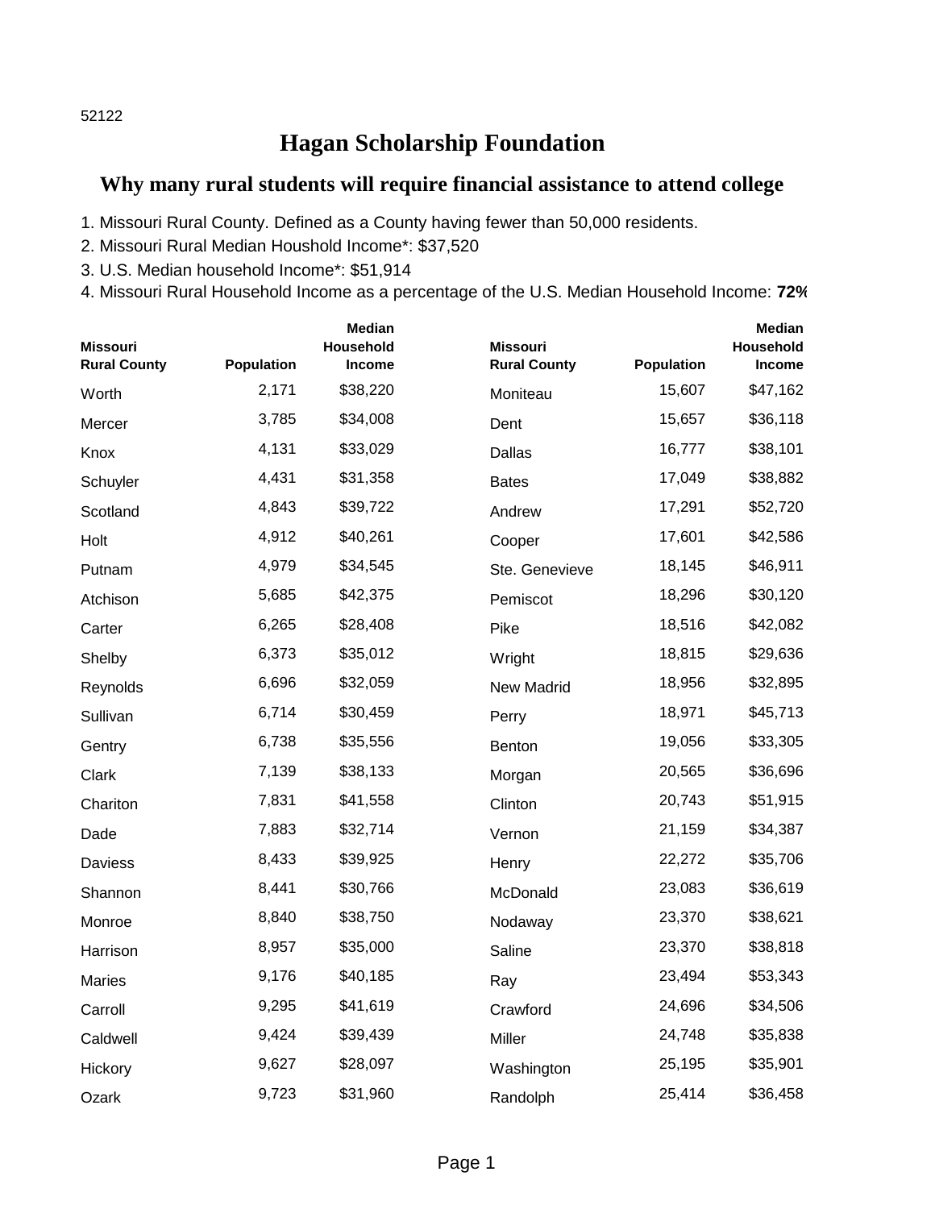52122

# Hagan Scholarship Foundation

## Why many rural students will require financial assistance to attend college

1. Missouri Rural County. Defined as a County having fewer than 50,000 residents.
2. Missouri Rural Median Houshold Income*: $37,520
3. U.S. Median household Income*: $51,914
4. Missouri Rural Household Income as a percentage of the U.S. Median Household Income: **72%**

| Missouri Rural County | Population | Median Household Income |
|---|---|---|
| Worth | 2,171 | $38,220 |
| Mercer | 3,785 | $34,008 |
| Knox | 4,131 | $33,029 |
| Schuyler | 4,431 | $31,358 |
| Scotland | 4,843 | $39,722 |
| Holt | 4,912 | $40,261 |
| Putnam | 4,979 | $34,545 |
| Atchison | 5,685 | $42,375 |
| Carter | 6,265 | $28,408 |
| Shelby | 6,373 | $35,012 |
| Reynolds | 6,696 | $32,059 |
| Sullivan | 6,714 | $30,459 |
| Gentry | 6,738 | $35,556 |
| Clark | 7,139 | $38,133 |
| Chariton | 7,831 | $41,558 |
| Dade | 7,883 | $32,714 |
| Daviess | 8,433 | $39,925 |
| Shannon | 8,441 | $30,766 |
| Monroe | 8,840 | $38,750 |
| Harrison | 8,957 | $35,000 |
| Maries | 9,176 | $40,185 |
| Carroll | 9,295 | $41,619 |
| Caldwell | 9,424 | $39,439 |
| Hickory | 9,627 | $28,097 |
| Ozark | 9,723 | $31,960 |
| Moniteau | 15,607 | $47,162 |
| Dent | 15,657 | $36,118 |
| Dallas | 16,777 | $38,101 |
| Bates | 17,049 | $38,882 |
| Andrew | 17,291 | $52,720 |
| Cooper | 17,601 | $42,586 |
| Ste. Genevieve | 18,145 | $46,911 |
| Pemiscot | 18,296 | $30,120 |
| Pike | 18,516 | $42,082 |
| Wright | 18,815 | $29,636 |
| New Madrid | 18,956 | $32,895 |
| Perry | 18,971 | $45,713 |
| Benton | 19,056 | $33,305 |
| Morgan | 20,565 | $36,696 |
| Clinton | 20,743 | $51,915 |
| Vernon | 21,159 | $34,387 |
| Henry | 22,272 | $35,706 |
| McDonald | 23,083 | $36,619 |
| Nodaway | 23,370 | $38,621 |
| Saline | 23,370 | $38,818 |
| Ray | 23,494 | $53,343 |
| Crawford | 24,696 | $34,506 |
| Miller | 24,748 | $35,838 |
| Washington | 25,195 | $35,901 |
| Randolph | 25,414 | $36,458 |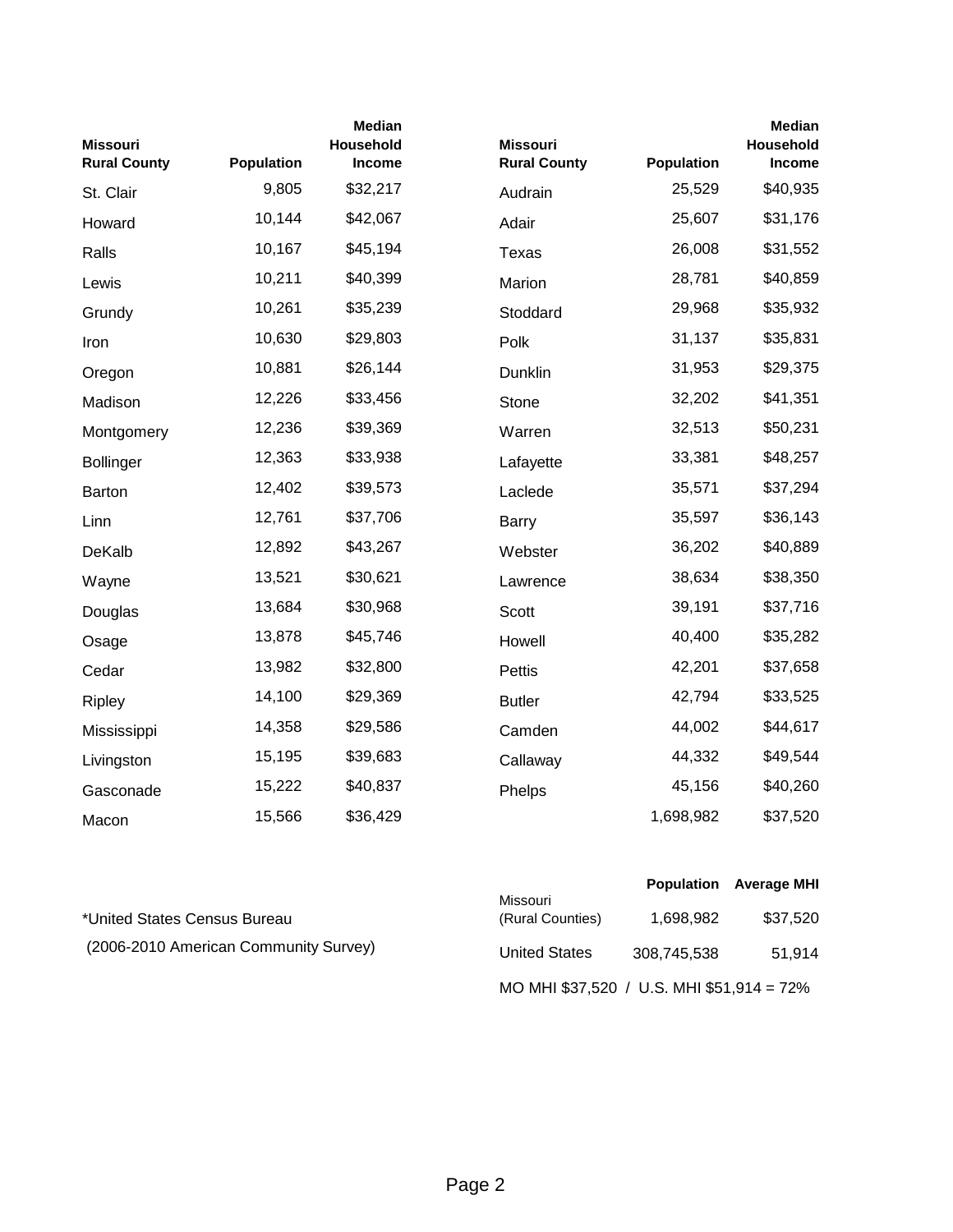| Missouri Rural County | Population | Median Household Income |
|---|---|---|
| St. Clair | 9,805 | $32,217 |
| Howard | 10,144 | $42,067 |
| Ralls | 10,167 | $45,194 |
| Lewis | 10,211 | $40,399 |
| Grundy | 10,261 | $35,239 |
| Iron | 10,630 | $29,803 |
| Oregon | 10,881 | $26,144 |
| Madison | 12,226 | $33,456 |
| Montgomery | 12,236 | $39,369 |
| Bollinger | 12,363 | $33,938 |
| Barton | 12,402 | $39,573 |
| Linn | 12,761 | $37,706 |
| DeKalb | 12,892 | $43,267 |
| Wayne | 13,521 | $30,621 |
| Douglas | 13,684 | $30,968 |
| Osage | 13,878 | $45,746 |
| Cedar | 13,982 | $32,800 |
| Ripley | 14,100 | $29,369 |
| Mississippi | 14,358 | $29,586 |
| Livingston | 15,195 | $39,683 |
| Gasconade | 15,222 | $40,837 |
| Macon | 15,566 | $36,429 |

| Missouri Rural County | Population | Median Household Income |
|---|---|---|
| Audrain | 25,529 | $40,935 |
| Adair | 25,607 | $31,176 |
| Texas | 26,008 | $31,552 |
| Marion | 28,781 | $40,859 |
| Stoddard | 29,968 | $35,932 |
| Polk | 31,137 | $35,831 |
| Dunklin | 31,953 | $29,375 |
| Stone | 32,202 | $41,351 |
| Warren | 32,513 | $50,231 |
| Lafayette | 33,381 | $48,257 |
| Laclede | 35,571 | $37,294 |
| Barry | 35,597 | $36,143 |
| Webster | 36,202 | $40,889 |
| Lawrence | 38,634 | $38,350 |
| Scott | 39,191 | $37,716 |
| Howell | 40,400 | $35,282 |
| Pettis | 42,201 | $37,658 |
| Butler | 42,794 | $33,525 |
| Camden | 44,002 | $44,617 |
| Callaway | 44,332 | $49,544 |
| Phelps | 45,156 | $40,260 |
| | 1,698,982 | $37,520 |

| | Population | Average MHI |
|---|---|---|
| Missouri (Rural Counties) | 1,698,982 | $37,520 |
| United States | 308,745,538 | 51,914 |

MO MHI $37,520 / U.S. MHI $51,914 = 72%

*United States Census Bureau
(2006-2010 American Community Survey)